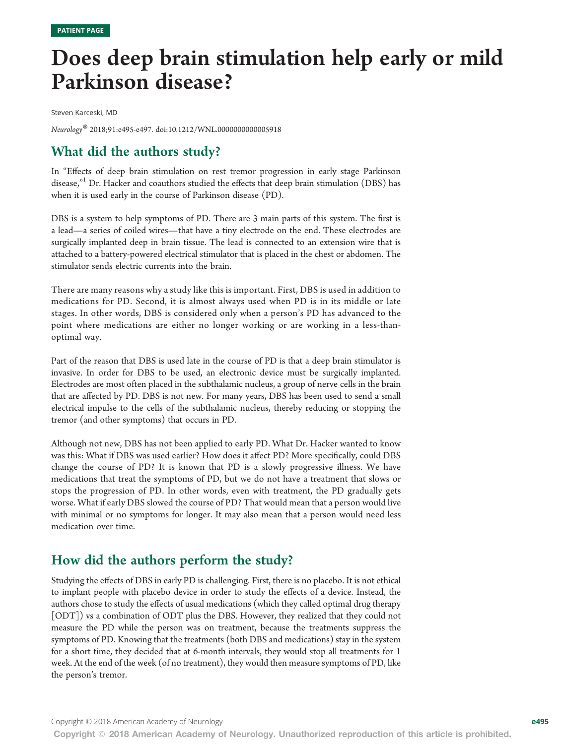PATIENT PAGE

# Does deep brain stimulation help early or mild Parkinson disease?

Steven Karceski, MD

*Neurology*® 2018;91:e495-e497. doi:10.1212/WNL.0000000000005918

## What did the authors study?

In "Effects of deep brain stimulation on rest tremor progression in early stage Parkinson disease,"[1] Dr. Hacker and coauthors studied the effects that deep brain stimulation (DBS) has when it is used early in the course of Parkinson disease (PD).

DBS is a system to help symptoms of PD. There are 3 main parts of this system. The first is a lead—a series of coiled wires—that have a tiny electrode on the end. These electrodes are surgically implanted deep in brain tissue. The lead is connected to an extension wire that is attached to a battery-powered electrical stimulator that is placed in the chest or abdomen. The stimulator sends electric currents into the brain.

There are many reasons why a study like this is important. First, DBS is used in addition to medications for PD. Second, it is almost always used when PD is in its middle or late stages. In other words, DBS is considered only when a person's PD has advanced to the point where medications are either no longer working or are working in a less-than-optimal way.

Part of the reason that DBS is used late in the course of PD is that a deep brain stimulator is invasive. In order for DBS to be used, an electronic device must be surgically implanted. Electrodes are most often placed in the subthalamic nucleus, a group of nerve cells in the brain that are affected by PD. DBS is not new. For many years, DBS has been used to send a small electrical impulse to the cells of the subthalamic nucleus, thereby reducing or stopping the tremor (and other symptoms) that occurs in PD.

Although not new, DBS has not been applied to early PD. What Dr. Hacker wanted to know was this: What if DBS was used earlier? How does it affect PD? More specifically, could DBS change the course of PD? It is known that PD is a slowly progressive illness. We have medications that treat the symptoms of PD, but we do not have a treatment that slows or stops the progression of PD. In other words, even with treatment, the PD gradually gets worse. What if early DBS slowed the course of PD? That would mean that a person would live with minimal or no symptoms for longer. It may also mean that a person would need less medication over time.

## How did the authors perform the study?

Studying the effects of DBS in early PD is challenging. First, there is no placebo. It is not ethical to implant people with placebo device in order to study the effects of a device. Instead, the authors chose to study the effects of usual medications (which they called optimal drug therapy [ODT]) vs a combination of ODT plus the DBS. However, they realized that they could not measure the PD while the person was on treatment, because the treatments suppress the symptoms of PD. Knowing that the treatments (both DBS and medications) stay in the system for a short time, they decided that at 6-month intervals, they would stop all treatments for 1 week. At the end of the week (of no treatment), they would then measure symptoms of PD, like the person's tremor.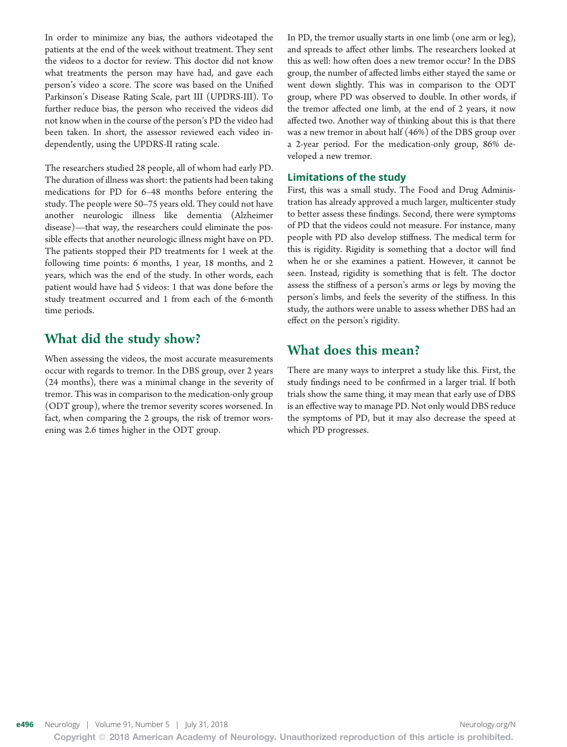In order to minimize any bias, the authors videotaped the patients at the end of the week without treatment. They sent the videos to a doctor for review. This doctor did not know what treatments the person may have had, and gave each person's video a score. The score was based on the Unified Parkinson's Disease Rating Scale, part III (UPDRS-III). To further reduce bias, the person who received the videos did not know when in the course of the person's PD the video had been taken. In short, the assessor reviewed each video independently, using the UPDRS-II rating scale.

The researchers studied 28 people, all of whom had early PD. The duration of illness was short: the patients had been taking medications for PD for 6–48 months before entering the study. The people were 50–75 years old. They could not have another neurologic illness like dementia (Alzheimer disease)—that way, the researchers could eliminate the possible effects that another neurologic illness might have on PD. The patients stopped their PD treatments for 1 week at the following time points: 6 months, 1 year, 18 months, and 2 years, which was the end of the study. In other words, each patient would have had 5 videos: 1 that was done before the study treatment occurred and 1 from each of the 6-month time periods.

## What did the study show?

When assessing the videos, the most accurate measurements occur with regards to tremor. In the DBS group, over 2 years (24 months), there was a minimal change in the severity of tremor. This was in comparison to the medication-only group (ODT group), where the tremor severity scores worsened. In fact, when comparing the 2 groups, the risk of tremor worsening was 2.6 times higher in the ODT group.

In PD, the tremor usually starts in one limb (one arm or leg), and spreads to affect other limbs. The researchers looked at this as well: how often does a new tremor occur? In the DBS group, the number of affected limbs either stayed the same or went down slightly. This was in comparison to the ODT group, where PD was observed to double. In other words, if the tremor affected one limb, at the end of 2 years, it now affected two. Another way of thinking about this is that there was a new tremor in about half (46%) of the DBS group over a 2-year period. For the medication-only group, 86% developed a new tremor.

### Limitations of the study

First, this was a small study. The Food and Drug Administration has already approved a much larger, multicenter study to better assess these findings. Second, there were symptoms of PD that the videos could not measure. For instance, many people with PD also develop stiffness. The medical term for this is rigidity. Rigidity is something that a doctor will find when he or she examines a patient. However, it cannot be seen. Instead, rigidity is something that is felt. The doctor assess the stiffness of a person's arms or legs by moving the person's limbs, and feels the severity of the stiffness. In this study, the authors were unable to assess whether DBS had an effect on the person's rigidity.

## What does this mean?

There are many ways to interpret a study like this. First, the study findings need to be confirmed in a larger trial. If both trials show the same thing, it may mean that early use of DBS is an effective way to manage PD. Not only would DBS reduce the symptoms of PD, but it may also decrease the speed at which PD progresses.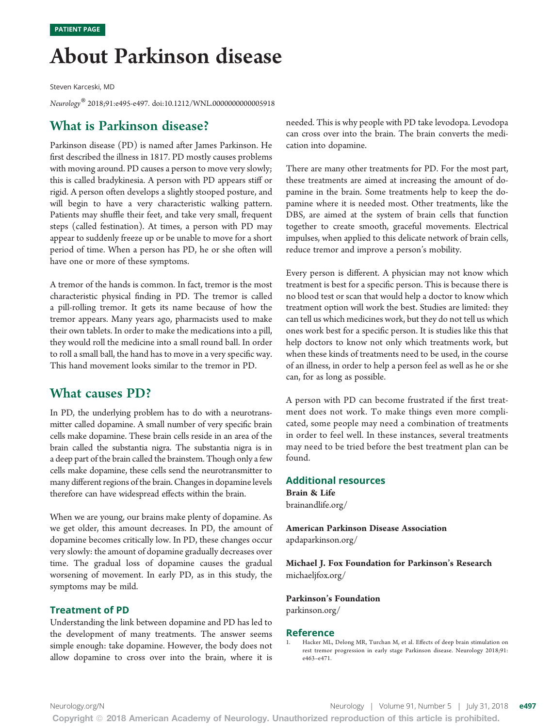PATIENT PAGE

# About Parkinson disease

Steven Karceski, MD

*Neurology*® 2018;91:e495-e497. doi:10.1212/WNL.0000000000005918

## What is Parkinson disease?

Parkinson disease (PD) is named after James Parkinson. He first described the illness in 1817. PD mostly causes problems with moving around. PD causes a person to move very slowly; this is called bradykinesia. A person with PD appears stiff or rigid. A person often develops a slightly stooped posture, and will begin to have a very characteristic walking pattern. Patients may shuffle their feet, and take very small, frequent steps (called festination). At times, a person with PD may appear to suddenly freeze up or be unable to move for a short period of time. When a person has PD, he or she often will have one or more of these symptoms.

A tremor of the hands is common. In fact, tremor is the most characteristic physical finding in PD. The tremor is called a pill-rolling tremor. It gets its name because of how the tremor appears. Many years ago, pharmacists used to make their own tablets. In order to make the medications into a pill, they would roll the medicine into a small round ball. In order to roll a small ball, the hand has to move in a very specific way. This hand movement looks similar to the tremor in PD.

## What causes PD?

In PD, the underlying problem has to do with a neurotransmitter called dopamine. A small number of very specific brain cells make dopamine. These brain cells reside in an area of the brain called the substantia nigra. The substantia nigra is in a deep part of the brain called the brainstem. Though only a few cells make dopamine, these cells send the neurotransmitter to many different regions of the brain. Changes in dopamine levels therefore can have widespread effects within the brain.

When we are young, our brains make plenty of dopamine. As we get older, this amount decreases. In PD, the amount of dopamine becomes critically low. In PD, these changes occur very slowly: the amount of dopamine gradually decreases over time. The gradual loss of dopamine causes the gradual worsening of movement. In early PD, as in this study, the symptoms may be mild.

### Treatment of PD

Understanding the link between dopamine and PD has led to the development of many treatments. The answer seems simple enough: take dopamine. However, the body does not allow dopamine to cross over into the brain, where it is needed. This is why people with PD take levodopa. Levodopa can cross over into the brain. The brain converts the medication into dopamine.

There are many other treatments for PD. For the most part, these treatments are aimed at increasing the amount of dopamine in the brain. Some treatments help to keep the dopamine where it is needed most. Other treatments, like the DBS, are aimed at the system of brain cells that function together to create smooth, graceful movements. Electrical impulses, when applied to this delicate network of brain cells, reduce tremor and improve a person's mobility.

Every person is different. A physician may not know which treatment is best for a specific person. This is because there is no blood test or scan that would help a doctor to know which treatment option will work the best. Studies are limited: they can tell us which medicines work, but they do not tell us which ones work best for a specific person. It is studies like this that help doctors to know not only which treatments work, but when these kinds of treatments need to be used, in the course of an illness, in order to help a person feel as well as he or she can, for as long as possible.

A person with PD can become frustrated if the first treatment does not work. To make things even more complicated, some people may need a combination of treatments in order to feel well. In these instances, several treatments may need to be tried before the best treatment plan can be found.

### Additional resources

**Brain & Life**
brainandlife.org/

**American Parkinson Disease Association**
apdaparkinson.org/

**Michael J. Fox Foundation for Parkinson's Research**
michaeljfox.org/

**Parkinson's Foundation**
parkinson.org/

### Reference

1. Hacker ML, Delong MR, Turchan M, et al. Effects of deep brain stimulation on rest tremor progression in early stage Parkinson disease. Neurology 2018;91: e463–e471.

Copyright © 2018 American Academy of Neurology. Unauthorized reproduction of this article is prohibited.